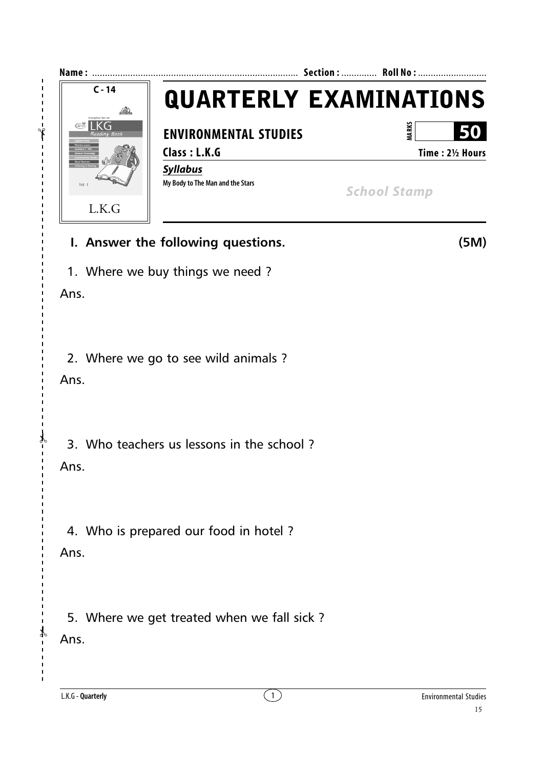Name : ................................................................................ Section : ............. Roll No : ...........................

C - 14

L.K.G

# QUARTERLY EXAMINATIONS

## ENVIRONMENTAL STUDIES

MARKS **50**

**Class : L.K.G** **Time : 2½ Hours**

***Syllabus***

My Body to The Man and the Stars

*School Stamp*

### I. Answer the following questions. (5M)

1. Where we buy things we need ?

Ans.

2. Where we go to see wild animals ?

Ans.

3. Who teachers us lessons in the school ?

Ans.

4. Who is prepared our food in hotel ?

Ans.

5. Where we get treated when we fall sick ?

Ans.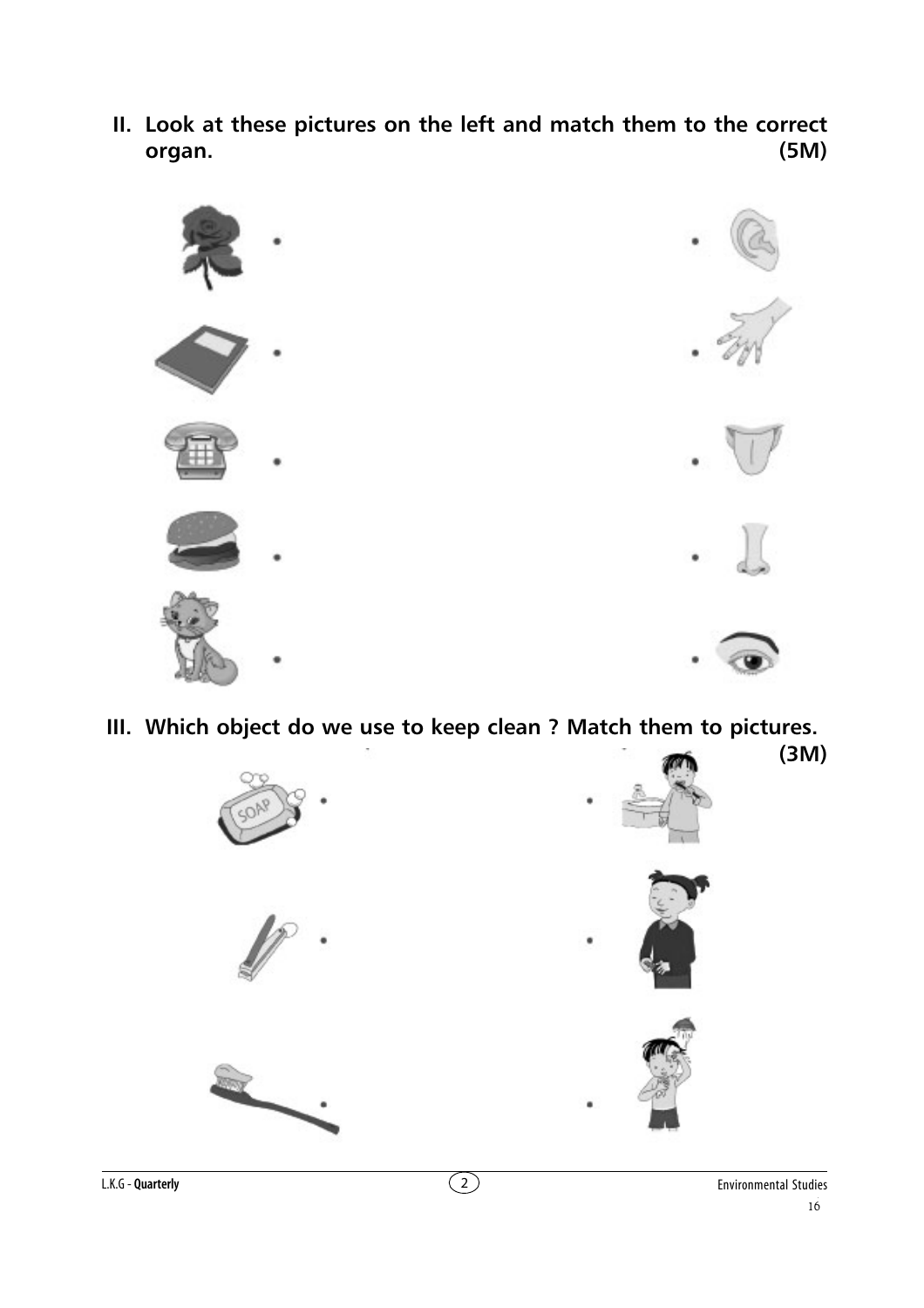**II. Look at these pictures on the left and match them to the correct organ. (5M)**

**III. Which object do we use to keep clean ? Match them to pictures. (3M)**

SOAP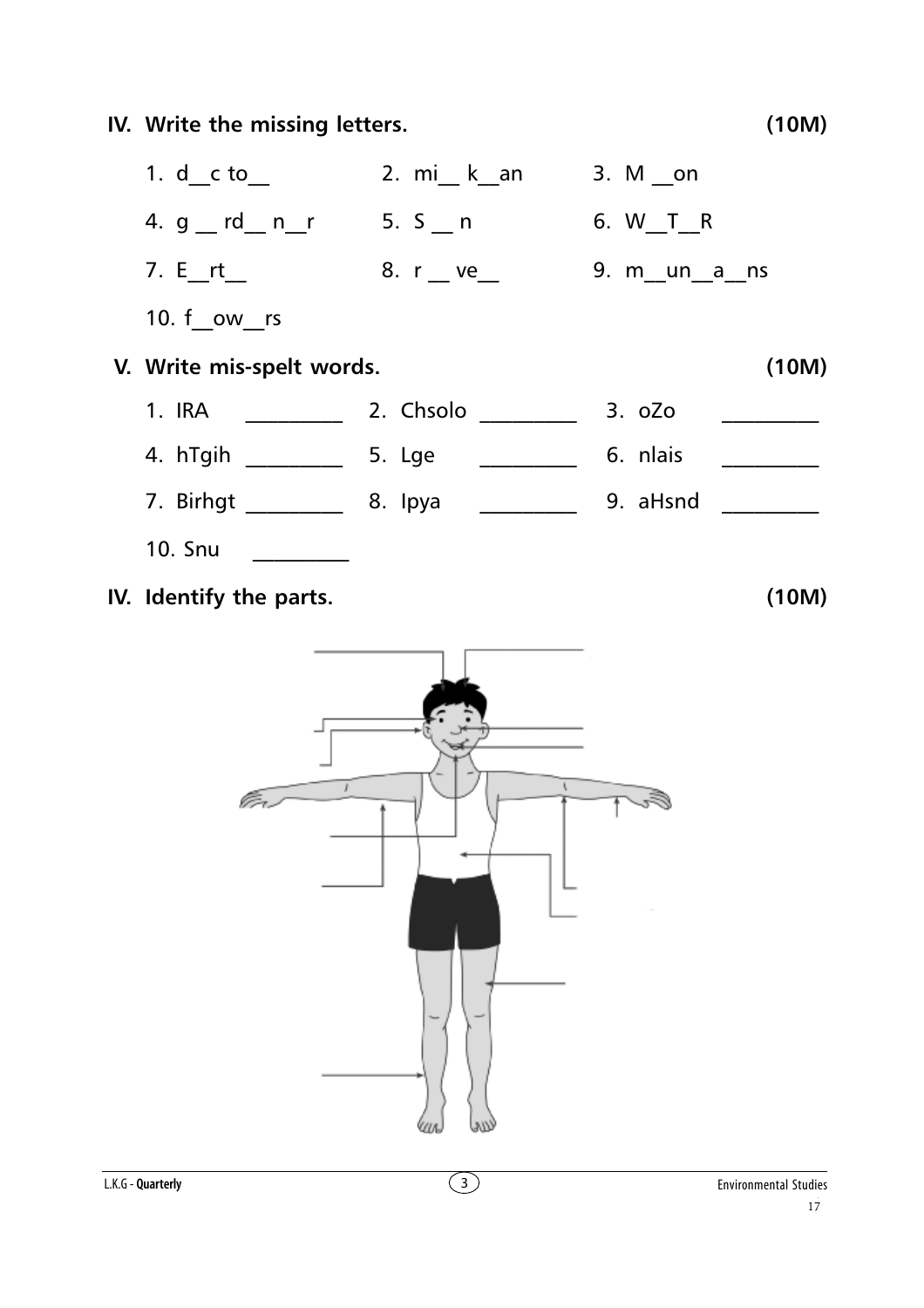## IV. Write the missing letters. (10M)

1. d__c to__ 2. mi__ k__an 3. M __on

4. g __ rd__ n__r 5. S __ n 6. W__T__R

7. E__rt__ 8. r __ ve__ 9. m__un__a__ns

10. f__ow__rs

## V. Write mis-spelt words. (10M)

1. IRA _________ 2. Chsolo _________ 3. oZo _________

4. hTgih _________ 5. Lge _________ 6. nlais _________

7. Birhgt _________ 8. Ipya _________ 9. aHsnd _________

10. Snu _________

## IV. Identify the parts. (10M)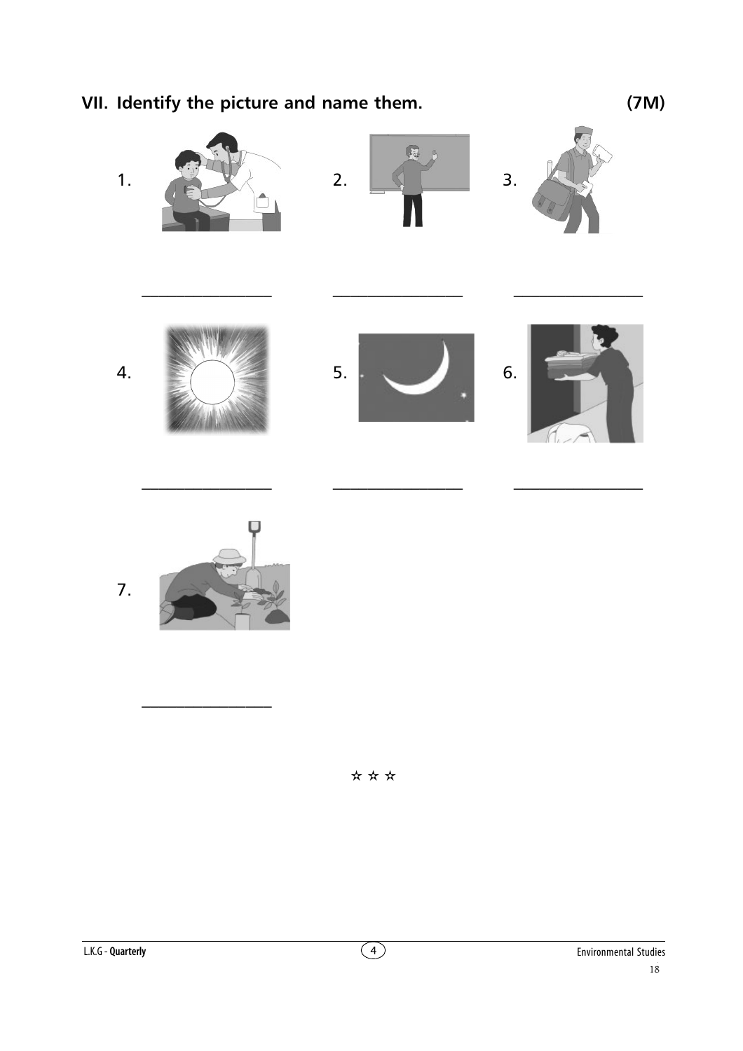## VII. Identify the picture and name them. (7M)

1. \_\_\_\_\_\_\_\_\_\_\_\_\_\_\_\_

2. \_\_\_\_\_\_\_\_\_\_\_\_\_\_\_\_

3. \_\_\_\_\_\_\_\_\_\_\_\_\_\_\_\_

4. \_\_\_\_\_\_\_\_\_\_\_\_\_\_\_\_

5. \_\_\_\_\_\_\_\_\_\_\_\_\_\_\_\_

6. \_\_\_\_\_\_\_\_\_\_\_\_\_\_\_\_

7. \_\_\_\_\_\_\_\_\_\_\_\_\_\_\_\_

☆ ☆ ☆